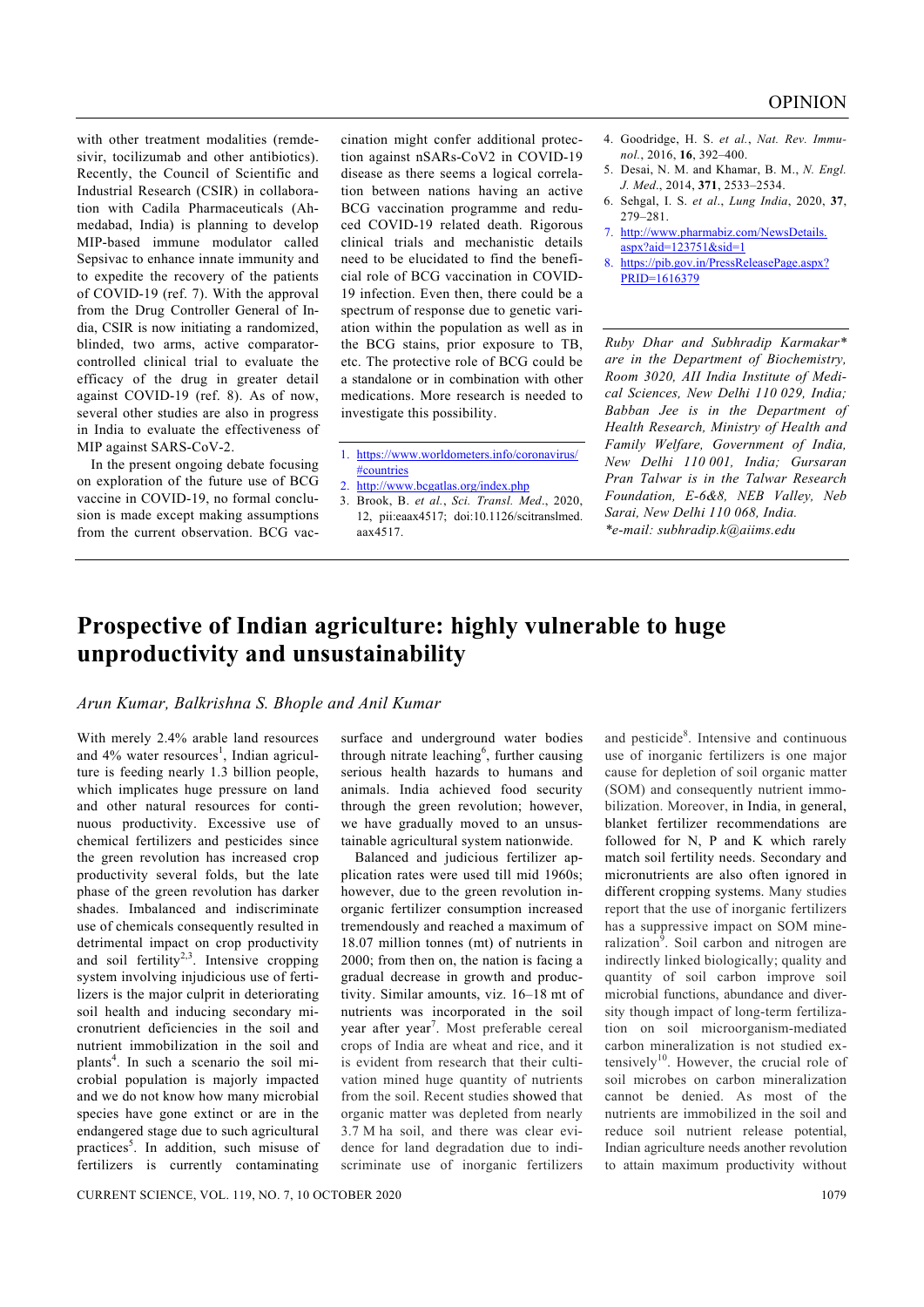with other treatment modalities (remdesivir, tocilizumab and other antibiotics). Recently, the Council of Scientific and Industrial Research (CSIR) in collaboration with Cadila Pharmaceuticals (Ahmedabad, India) is planning to develop MIP-based immune modulator called Sepsivac to enhance innate immunity and to expedite the recovery of the patients of COVID-19 (ref. 7). With the approval from the Drug Controller General of India, CSIR is now initiating a randomized, blinded, two arms, active comparator-controlled clinical trial to evaluate the efficacy of the drug in greater detail against COVID-19 (ref. 8). As of now, several other studies are also in progress in India to evaluate the effectiveness of MIP against SARS-CoV-2.

In the present ongoing debate focusing on exploration of the future use of BCG vaccine in COVID-19, no formal conclusion is made except making assumptions from the current observation. BCG vaccination might confer additional protection against nSARs-CoV2 in COVID-19 disease as there seems a logical correlation between nations having an active BCG vaccination programme and reduced COVID-19 related death. Rigorous clinical trials and mechanistic details need to be elucidated to find the beneficial role of BCG vaccination in COVID-19 infection. Even then, there could be a spectrum of response due to genetic variation within the population as well as in the BCG stains, prior exposure to TB, etc. The protective role of BCG could be a standalone or in combination with other medications. More research is needed to investigate this possibility.

1. https://www.worldometers.info/coronavirus/#countries
2. http://www.bcgatlas.org/index.php
3. Brook, B. *et al.*, *Sci. Transl. Med*., 2020, 12, pii:eaax4517; doi:10.1126/scitranslmed.aax4517.
4. Goodridge, H. S. *et al.*, *Nat. Rev. Immunol.*, 2016, **16**, 392–400.
5. Desai, N. M. and Khamar, B. M., *N. Engl. J. Med*., 2014, **371**, 2533–2534.
6. Sehgal, I. S. *et al*., *Lung India*, 2020, **37**, 279–281.
7. http://www.pharmabiz.com/NewsDetails.aspx?aid=123751&sid=1
8. https://pib.gov.in/PressReleasePage.aspx?PRID=1616379

*Ruby Dhar and Subhradip Karmakar\* are in the Department of Biochemistry, Room 3020, All India Institute of Medical Sciences, New Delhi 110 029, India; Babban Jee is in the Department of Health Research, Ministry of Health and Family Welfare, Government of India, New Delhi 110 001, India; Gursaran Pran Talwar is in the Talwar Research Foundation, E-6&8, NEB Valley, Neb Sarai, New Delhi 110 068, India.*
*\*e-mail: subhradip.k@aiims.edu*

# Prospective of Indian agriculture: highly vulnerable to huge unproductivity and unsustainability

*Arun Kumar, Balkrishna S. Bhople and Anil Kumar*

With merely 2.4% arable land resources and 4% water resources[1], Indian agriculture is feeding nearly 1.3 billion people, which implicates huge pressure on land and other natural resources for continuous productivity. Excessive use of chemical fertilizers and pesticides since the green revolution has increased crop productivity several folds, but the late phase of the green revolution has darker shades. Imbalanced and indiscriminate use of chemicals consequently resulted in detrimental impact on crop productivity and soil fertility[2,3]. Intensive cropping system involving injudicious use of fertilizers is the major culprit in deteriorating soil health and inducing secondary micronutrient deficiencies in the soil and nutrient immobilization in the soil and plants[4]. In such a scenario the soil microbial population is majorly impacted and we do not know how many microbial species have gone extinct or are in the endangered stage due to such agricultural practices[5]. In addition, such misuse of fertilizers is currently contaminating surface and underground water bodies through nitrate leaching[6], further causing serious health hazards to humans and animals. India achieved food security through the green revolution; however, we have gradually moved to an unsustainable agricultural system nationwide.

Balanced and judicious fertilizer application rates were used till mid 1960s; however, due to the green revolution inorganic fertilizer consumption increased tremendously and reached a maximum of 18.07 million tonnes (mt) of nutrients in 2000; from then on, the nation is facing a gradual decrease in growth and productivity. Similar amounts, viz. 16–18 mt of nutrients was incorporated in the soil year after year[7]. Most preferable cereal crops of India are wheat and rice, and it is evident from research that their cultivation mined huge quantity of nutrients from the soil. Recent studies showed that organic matter was depleted from nearly 3.7 M ha soil, and there was clear evidence for land degradation due to indiscriminate use of inorganic fertilizers and pesticide[8]. Intensive and continuous use of inorganic fertilizers is one major cause for depletion of soil organic matter (SOM) and consequently nutrient immobilization. Moreover, in India, in general, blanket fertilizer recommendations are followed for N, P and K which rarely match soil fertility needs. Secondary and micronutrients are also often ignored in different cropping systems. Many studies report that the use of inorganic fertilizers has a suppressive impact on SOM mineralization[9]. Soil carbon and nitrogen are indirectly linked biologically; quality and quantity of soil carbon improve soil microbial functions, abundance and diversity though impact of long-term fertilization on soil microorganism-mediated carbon mineralization is not studied extensively[10]. However, the crucial role of soil microbes on carbon mineralization cannot be denied. As most of the nutrients are immobilized in the soil and reduce soil nutrient release potential, Indian agriculture needs another revolution to attain maximum productivity without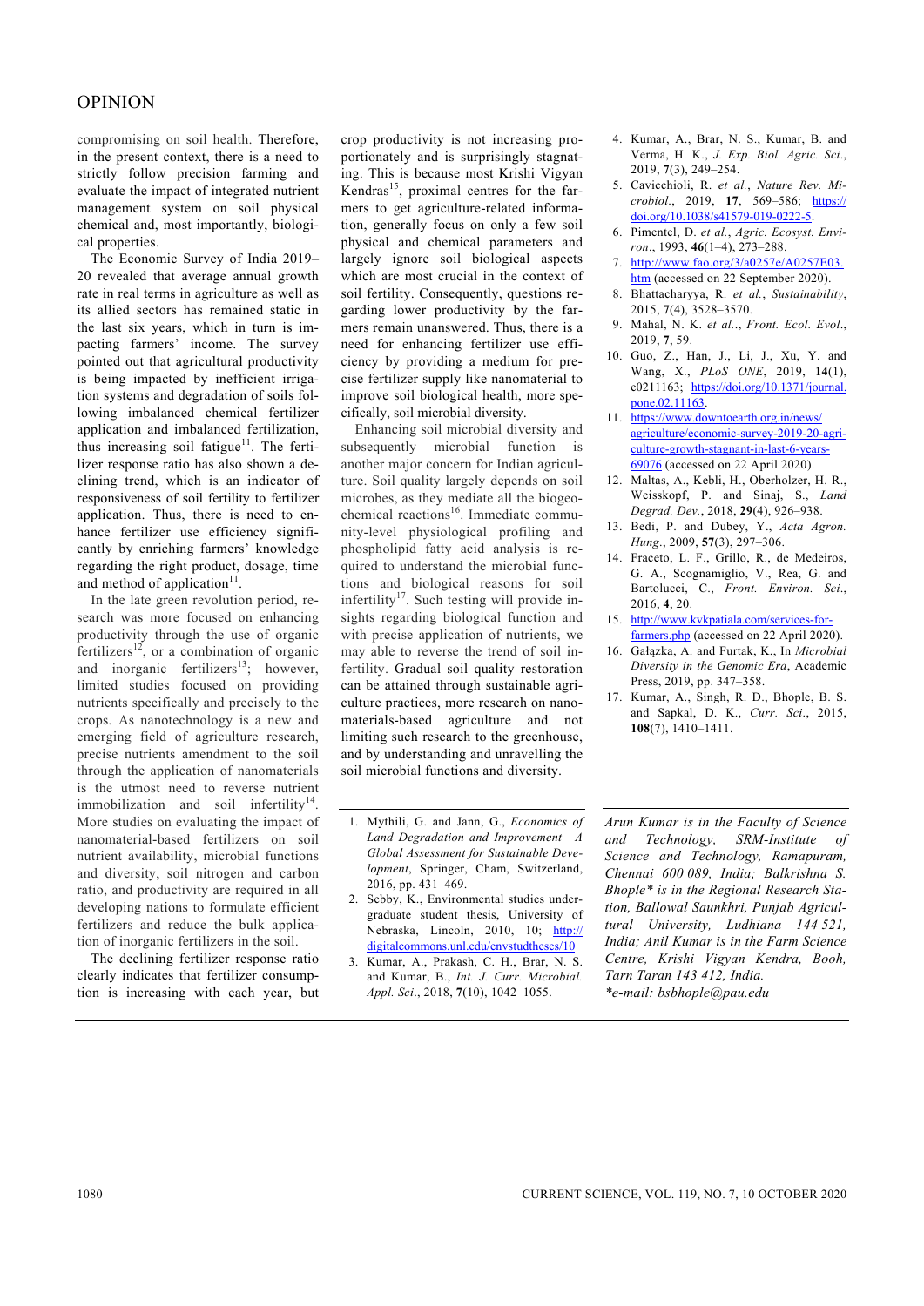compromising on soil health. Therefore, in the present context, there is a need to strictly follow precision farming and evaluate the impact of integrated nutrient management system on soil physical chemical and, most importantly, biological properties.

The Economic Survey of India 2019–20 revealed that average annual growth rate in real terms in agriculture as well as its allied sectors has remained static in the last six years, which in turn is impacting farmers' income. The survey pointed out that agricultural productivity is being impacted by inefficient irrigation systems and degradation of soils following imbalanced chemical fertilizer application and imbalanced fertilization, thus increasing soil fatigue[11]. The fertilizer response ratio has also shown a declining trend, which is an indicator of responsiveness of soil fertility to fertilizer application. Thus, there is need to enhance fertilizer use efficiency significantly by enriching farmers' knowledge regarding the right product, dosage, time and method of application[11].

In the late green revolution period, research was more focused on enhancing productivity through the use of organic fertilizers[12], or a combination of organic and inorganic fertilizers[13]; however, limited studies focused on providing nutrients specifically and precisely to the crops. As nanotechnology is a new and emerging field of agriculture research, precise nutrients amendment to the soil through the application of nanomaterials is the utmost need to reverse nutrient immobilization and soil infertility[14]. More studies on evaluating the impact of nanomaterial-based fertilizers on soil nutrient availability, microbial functions and diversity, soil nitrogen and carbon ratio, and productivity are required in all developing nations to formulate efficient fertilizers and reduce the bulk application of inorganic fertilizers in the soil.

The declining fertilizer response ratio clearly indicates that fertilizer consumption is increasing with each year, but crop productivity is not increasing proportionately and is surprisingly stagnating. This is because most Krishi Vigyan Kendras[15], proximal centres for the farmers to get agriculture-related information, generally focus on only a few soil physical and chemical parameters and largely ignore soil biological aspects which are most crucial in the context of soil fertility. Consequently, questions regarding lower productivity by the farmers remain unanswered. Thus, there is a need for enhancing fertilizer use efficiency by providing a medium for precise fertilizer supply like nanomaterial to improve soil biological health, more specifically, soil microbial diversity.

Enhancing soil microbial diversity and subsequently microbial function is another major concern for Indian agriculture. Soil quality largely depends on soil microbes, as they mediate all the biogeochemical reactions[16]. Immediate community-level physiological profiling and phospholipid fatty acid analysis is required to understand the microbial functions and biological reasons for soil infertility[17]. Such testing will provide insights regarding biological function and with precise application of nutrients, we may able to reverse the trend of soil infertility. Gradual soil quality restoration can be attained through sustainable agriculture practices, more research on nanomaterials-based agriculture and not limiting such research to the greenhouse, and by understanding and unravelling the soil microbial functions and diversity.

1. Mythili, G. and Jann, G., *Economics of Land Degradation and Improvement – A Global Assessment for Sustainable Development*, Springer, Cham, Switzerland, 2016, pp. 431–469.
2. Sebby, K., Environmental studies undergraduate student thesis, University of Nebraska, Lincoln, 2010, 10; http://digitalcommons.unl.edu/envstudtheses/10
3. Kumar, A., Prakash, C. H., Brar, N. S. and Kumar, B., *Int. J. Curr. Microbial. Appl. Sci*., 2018, **7**(10), 1042–1055.
4. Kumar, A., Brar, N. S., Kumar, B. and Verma, H. K., *J. Exp. Biol. Agric. Sci*., 2019, **7**(3), 249–254.
5. Cavicchioli, R. *et al.*, *Nature Rev. Microbiol*., 2019, **17**, 569–586; https://doi.org/10.1038/s41579-019-0222-5.
6. Pimentel, D. *et al.*, *Agric. Ecosyst. Environ*., 1993, **46**(1–4), 273–288.
7. http://www.fao.org/3/a0257e/A0257E03.htm (accessed on 22 September 2020).
8. Bhattacharyya, R. *et al.*, *Sustainability*, 2015, **7**(4), 3528–3570.
9. Mahal, N. K. *et al*.., *Front. Ecol. Evol*., 2019, **7**, 59.
10. Guo, Z., Han, J., Li, J., Xu, Y. and Wang, X., *PLoS ONE*, 2019, **14**(1), e0211163; https://doi.org/10.1371/journal.pone.02.11163.
11. https://www.downtoearth.org.in/news/agriculture/economic-survey-2019-20-agriculture-growth-stagnant-in-last-6-years-69076 (accessed on 22 April 2020).
12. Maltas, A., Kebli, H., Oberholzer, H. R., Weisskopf, P. and Sinaj, S., *Land Degrad. Dev.*, 2018, **29**(4), 926–938.
13. Bedi, P. and Dubey, Y., *Acta Agron. Hung*., 2009, **57**(3), 297–306.
14. Fraceto, L. F., Grillo, R., de Medeiros, G. A., Scognamiglio, V., Rea, G. and Bartolucci, C., *Front. Environ. Sci*., 2016, **4**, 20.
15. http://www.kvkpatiala.com/services-for-farmers.php (accessed on 22 April 2020).
16. Gałązka, A. and Furtak, K., In *Microbial Diversity in the Genomic Era*, Academic Press, 2019, pp. 347–358.
17. Kumar, A., Singh, R. D., Bhople, B. S. and Sapkal, D. K., *Curr. Sci*., 2015, **108**(7), 1410–1411.

*Arun Kumar is in the Faculty of Science and Technology, SRM-Institute of Science and Technology, Ramapuram, Chennai 600 089, India; Balkrishna S. Bhople\* is in the Regional Research Station, Ballowal Saunkhri, Punjab Agricultural University, Ludhiana 144 521, India; Anil Kumar is in the Farm Science Centre, Krishi Vigyan Kendra, Booh, Tarn Taran 143 412, India.*
*\*e-mail: bsbhople@pau.edu*